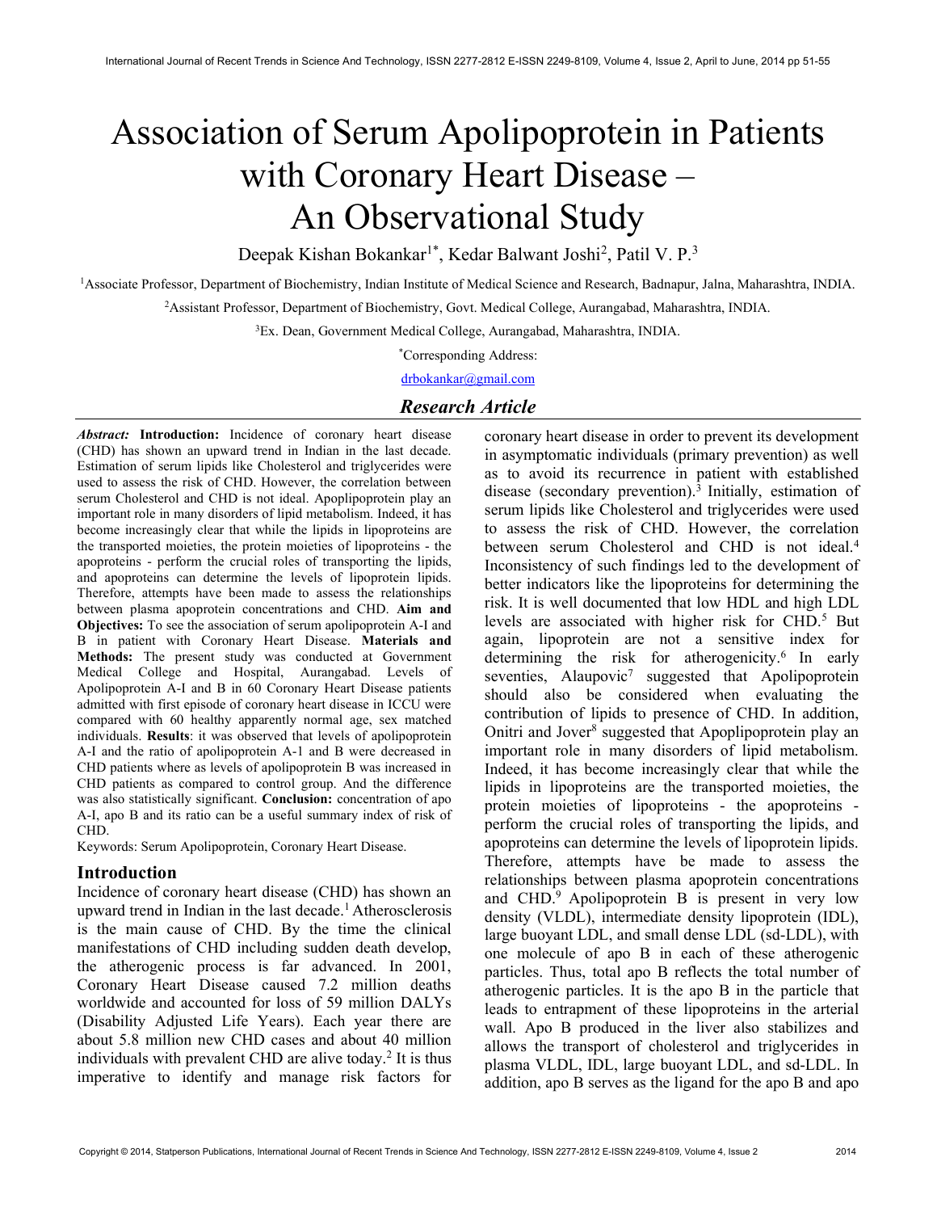# Association of Serum Apolipoprotein in Patients with Coronary Heart Disease – An Observational Study

Deepak Kishan Bokankar[1*], Kedar Balwant Joshi[2], Patil V. P.[3]

[1]Associate Professor, Department of Biochemistry, Indian Institute of Medical Science and Research, Badnapur, Jalna, Maharashtra, INDIA.

[2]Assistant Professor, Department of Biochemistry, Govt. Medical College, Aurangabad, Maharashtra, INDIA.

[3]Ex. Dean, Government Medical College, Aurangabad, Maharashtra, INDIA.

[*]Corresponding Address:

drbokankar@gmail.com

## *Research Article*

***Abstract:*** **Introduction:** Incidence of coronary heart disease (CHD) has shown an upward trend in Indian in the last decade. Estimation of serum lipids like Cholesterol and triglycerides were used to assess the risk of CHD. However, the correlation between serum Cholesterol and CHD is not ideal. Apoplipoprotein play an important role in many disorders of lipid metabolism. Indeed, it has become increasingly clear that while the lipids in lipoproteins are the transported moieties, the protein moieties of lipoproteins - the apoproteins - perform the crucial roles of transporting the lipids, and apoproteins can determine the levels of lipoprotein lipids. Therefore, attempts have been made to assess the relationships between plasma apoprotein concentrations and CHD. **Aim and Objectives:** To see the association of serum apolipoprotein A-I and B in patient with Coronary Heart Disease. **Materials and Methods:** The present study was conducted at Government Medical College and Hospital, Aurangabad. Levels of Apolipoprotein A-I and B in 60 Coronary Heart Disease patients admitted with first episode of coronary heart disease in ICCU were compared with 60 healthy apparently normal age, sex matched individuals. **Results**: it was observed that levels of apolipoprotein A-I and the ratio of apolipoprotein A-1 and B were decreased in CHD patients where as levels of apolipoprotein B was increased in CHD patients as compared to control group. And the difference was also statistically significant. **Conclusion:** concentration of apo A-I, apo B and its ratio can be a useful summary index of risk of CHD.

Keywords: Serum Apolipoprotein, Coronary Heart Disease.

## Introduction

Incidence of coronary heart disease (CHD) has shown an upward trend in Indian in the last decade.[1] Atherosclerosis is the main cause of CHD. By the time the clinical manifestations of CHD including sudden death develop, the atherogenic process is far advanced. In 2001, Coronary Heart Disease caused 7.2 million deaths worldwide and accounted for loss of 59 million DALYs (Disability Adjusted Life Years). Each year there are about 5.8 million new CHD cases and about 40 million individuals with prevalent CHD are alive today.[2] It is thus imperative to identify and manage risk factors for coronary heart disease in order to prevent its development in asymptomatic individuals (primary prevention) as well as to avoid its recurrence in patient with established disease (secondary prevention).[3] Initially, estimation of serum lipids like Cholesterol and triglycerides were used to assess the risk of CHD. However, the correlation between serum Cholesterol and CHD is not ideal.[4] Inconsistency of such findings led to the development of better indicators like the lipoproteins for determining the risk. It is well documented that low HDL and high LDL levels are associated with higher risk for CHD.[5] But again, lipoprotein are not a sensitive index for determining the risk for atherogenicity.[6] In early seventies, Alaupovic[7] suggested that Apolipoprotein should also be considered when evaluating the contribution of lipids to presence of CHD. In addition, Onitri and Jover[8] suggested that Apoplipoprotein play an important role in many disorders of lipid metabolism. Indeed, it has become increasingly clear that while the lipids in lipoproteins are the transported moieties, the protein moieties of lipoproteins - the apoproteins - perform the crucial roles of transporting the lipids, and apoproteins can determine the levels of lipoprotein lipids. Therefore, attempts have be made to assess the relationships between plasma apoprotein concentrations and CHD.[9] Apolipoprotein B is present in very low density (VLDL), intermediate density lipoprotein (IDL), large buoyant LDL, and small dense LDL (sd-LDL), with one molecule of apo B in each of these atherogenic particles. Thus, total apo B reflects the total number of atherogenic particles. It is the apo B in the particle that leads to entrapment of these lipoproteins in the arterial wall. Apo B produced in the liver also stabilizes and allows the transport of cholesterol and triglycerides in plasma VLDL, IDL, large buoyant LDL, and sd-LDL. In addition, apo B serves as the ligand for the apo B and apo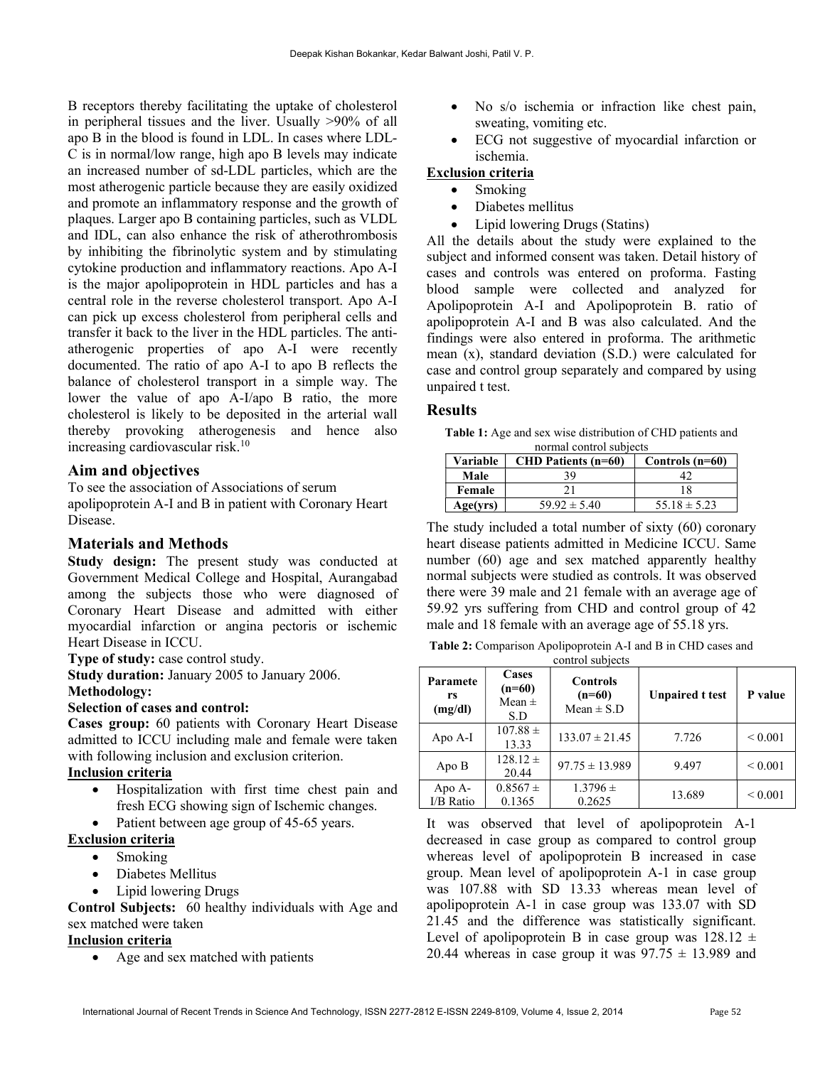B receptors thereby facilitating the uptake of cholesterol in peripheral tissues and the liver. Usually >90% of all apo B in the blood is found in LDL. In cases where LDL-C is in normal/low range, high apo B levels may indicate an increased number of sd-LDL particles, which are the most atherogenic particle because they are easily oxidized and promote an inflammatory response and the growth of plaques. Larger apo B containing particles, such as VLDL and IDL, can also enhance the risk of atherothrombosis by inhibiting the fibrinolytic system and by stimulating cytokine production and inflammatory reactions. Apo A-I is the major apolipoprotein in HDL particles and has a central role in the reverse cholesterol transport. Apo A-I can pick up excess cholesterol from peripheral cells and transfer it back to the liver in the HDL particles. The anti-atherogenic properties of apo A-I were recently documented. The ratio of apo A-I to apo B reflects the balance of cholesterol transport in a simple way. The lower the value of apo A-I/apo B ratio, the more cholesterol is likely to be deposited in the arterial wall thereby provoking atherogenesis and hence also increasing cardiovascular risk.[10]

## Aim and objectives

To see the association of Associations of serum apolipoprotein A-I and B in patient with Coronary Heart Disease.

## Materials and Methods

**Study design:** The present study was conducted at Government Medical College and Hospital, Aurangabad among the subjects those who were diagnosed of Coronary Heart Disease and admitted with either myocardial infarction or angina pectoris or ischemic Heart Disease in ICCU.

**Type of study:** case control study.

**Study duration:** January 2005 to January 2006.

**Methodology:**

**Selection of cases and control:**

**Cases group:** 60 patients with Coronary Heart Disease admitted to ICCU including male and female were taken with following inclusion and exclusion criterion.

**Inclusion criteria**

- Hospitalization with first time chest pain and fresh ECG showing sign of Ischemic changes.
- Patient between age group of 45-65 years.

**Exclusion criteria**

- Smoking
- Diabetes Mellitus
- Lipid lowering Drugs

**Control Subjects:** 60 healthy individuals with Age and sex matched were taken

**Inclusion criteria**

- Age and sex matched with patients
- No s/o ischemia or infraction like chest pain, sweating, vomiting etc.
- ECG not suggestive of myocardial infarction or ischemia.

**Exclusion criteria**

- Smoking
- Diabetes mellitus
- Lipid lowering Drugs (Statins)

All the details about the study were explained to the subject and informed consent was taken. Detail history of cases and controls was entered on proforma. Fasting blood sample were collected and analyzed for Apolipoprotein A-I and Apolipoprotein B. ratio of apolipoprotein A-I and B was also calculated. And the findings were also entered in proforma. The arithmetic mean (x), standard deviation (S.D.) were calculated for case and control group separately and compared by using unpaired t test.

## Results

**Table 1:** Age and sex wise distribution of CHD patients and normal control subjects

| Variable | CHD Patients (n=60) | Controls (n=60) |
|---|---|---|
| Male | 39 | 42 |
| Female | 21 | 18 |
| Age(yrs) | 59.92 ± 5.40 | 55.18 ± 5.23 |

The study included a total number of sixty (60) coronary heart disease patients admitted in Medicine ICCU. Same number (60) age and sex matched apparently healthy normal subjects were studied as controls. It was observed there were 39 male and 21 female with an average age of 59.92 yrs suffering from CHD and control group of 42 male and 18 female with an average age of 55.18 yrs.

**Table 2:** Comparison Apolipoprotein A-I and B in CHD cases and control subjects

| Parameters (mg/dl) | Cases (n=60) Mean ± S.D | Controls (n=60) Mean ± S.D | Unpaired t test | P value |
|---|---|---|---|---|
| Apo A-I | 107.88 ± 13.33 | 133.07 ± 21.45 | 7.726 | < 0.001 |
| Apo B | 128.12 ± 20.44 | 97.75 ± 13.989 | 9.497 | < 0.001 |
| Apo A-I/B Ratio | 0.8567 ± 0.1365 | 1.3796 ± 0.2625 | 13.689 | < 0.001 |

It was observed that level of apolipoprotein A-1 decreased in case group as compared to control group whereas level of apolipoprotein B increased in case group. Mean level of apolipoprotein A-1 in case group was 107.88 with SD 13.33 whereas mean level of apolipoprotein A-1 in case group was 133.07 with SD 21.45 and the difference was statistically significant. Level of apolipoprotein B in case group was 128.12 ± 20.44 whereas in case group it was 97.75 ± 13.989 and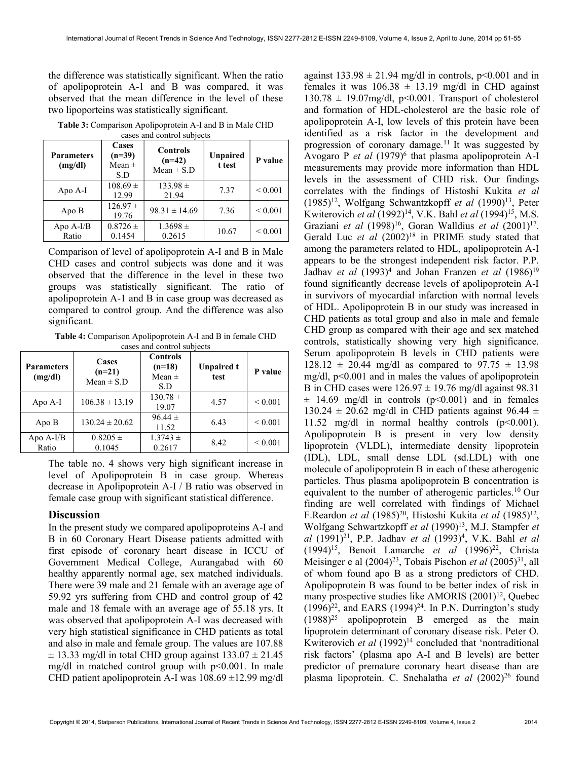the difference was statistically significant. When the ratio of apolipoprotein A-1 and B was compared, it was observed that the mean difference in the level of these two lipoporteins was statistically significant.

**Table 3:** Comparison Apolipoprotein A-I and B in Male CHD cases and control subjects

| Parameters (mg/dl) | Cases (n=39) Mean ± S.D | Controls (n=42) Mean ± S.D | Unpaired t test | P value |
|---|---|---|---|---|
| Apo A-I | 108.69 ± 12.99 | 133.98 ± 21.94 | 7.37 | < 0.001 |
| Apo B | 126.97 ± 19.76 | 98.31 ± 14.69 | 7.36 | < 0.001 |
| Apo A-I/B Ratio | 0.8726 ± 0.1454 | 1.3698 ± 0.2615 | 10.67 | < 0.001 |

Comparison of level of apolipoprotein A-I and B in Male CHD cases and control subjects was done and it was observed that the difference in the level in these two groups was statistically significant. The ratio of apolipoprotein A-1 and B in case group was decreased as compared to control group. And the difference was also significant.

**Table 4:** Comparison Apolipoprotein A-I and B in female CHD cases and control subjects

| Parameters (mg/dl) | Cases (n=21) Mean ± S.D | Controls (n=18) Mean ± S.D | Unpaired t test | P value |
|---|---|---|---|---|
| Apo A-I | 106.38 ± 13.19 | 130.78 ± 19.07 | 4.57 | < 0.001 |
| Apo B | 130.24 ± 20.62 | 96.44 ± 11.52 | 6.43 | < 0.001 |
| Apo A-I/B Ratio | 0.8205 ± 0.1045 | 1.3743 ± 0.2617 | 8.42 | < 0.001 |

The table no. 4 shows very high significant increase in level of Apolipoprotein B in case group. Whereas decrease in Apolipoprotein A-I / B ratio was observed in female case group with significant statistical difference.

## Discussion

In the present study we compared apolipoproteins A-I and B in 60 Coronary Heart Disease patients admitted with first episode of coronary heart disease in ICCU of Government Medical College, Aurangabad with 60 healthy apparently normal age, sex matched individuals. There were 39 male and 21 female with an average age of 59.92 yrs suffering from CHD and control group of 42 male and 18 female with an average age of 55.18 yrs. It was observed that apolipoprotein A-I was decreased with very high statistical significance in CHD patients as total and also in male and female group. The values are 107.88 ± 13.33 mg/dl in total CHD group against 133.07 ± 21.45 mg/dl in matched control group with p<0.001. In male CHD patient apolipoprotein A-I was 108.69 ±12.99 mg/dl against 133.98 ± 21.94 mg/dl in controls, p<0.001 and in females it was 106.38 ± 13.19 mg/dl in CHD against 130.78 ± 19.07mg/dl, p<0.001. Transport of cholesterol and formation of HDL-cholesterol are the basic role of apolipoprotein A-I, low levels of this protein have been identified as a risk factor in the development and progression of coronary damage.[11] It was suggested by Avogaro P *et al* (1979)[6] that plasma apolipoprotein A-I measurements may provide more information than HDL levels in the assessment of CHD risk. Our findings correlates with the findings of Histoshi Kukita *et al* (1985)[12], Wolfgang Schwantzkopff *et al* (1990)[13], Peter Kwiterovich *et al* (1992)[14], V.K. Bahl *et al* (1994)[15], M.S. Graziani *et al* (1998)[16], Goran Walldius *et al* (2001)[17]. Gerald Luc *et al* (2002)[18] in PRIME study stated that among the parameters related to HDL, apolipoprotein A-I appears to be the strongest independent risk factor. P.P. Jadhav *et al* (1993)[4] and Johan Franzen *et al* (1986)[19] found significantly decrease levels of apolipoprotein A-I in survivors of myocardial infarction with normal levels of HDL. Apolipoprotein B in our study was increased in CHD patients as total group and also in male and female CHD group as compared with their age and sex matched controls, statistically showing very high significance. Serum apolipoprotein B levels in CHD patients were 128.12 ± 20.44 mg/dl as compared to 97.75 ± 13.98 mg/dl, p<0.001 and in males the values of apolipoprotein B in CHD cases were 126.97 ± 19.76 mg/dl against 98.31 ± 14.69 mg/dl in controls (p<0.001) and in females 130.24 ± 20.62 mg/dl in CHD patients against 96.44 ± 11.52 mg/dl in normal healthy controls (p<0.001). Apolipoprotein B is present in very low density lipoprotein (VLDL), intermediate density lipoprotein (IDL), LDL, small dense LDL (sd.LDL) with one molecule of apolipoprotein B in each of these atherogenic particles. Thus plasma apolipoprotein B concentration is equivalent to the number of atherogenic particles.[10] Our finding are well correlated with findings of Michael F.Reardon *et al* (1985)[20], Histoshi Kukita *et al* (1985)[12], Wolfgang Schwartzkopff *et al* (1990)[13], M.J. Stampfer *et al* (1991)[21], P.P. Jadhav *et al* (1993)[4], V.K. Bahl *et al* (1994)[15], Benoit Lamarche *et al* (1996)[22], Christa Meisinger e al (2004)[23], Tobais Pischon *et al* (2005)[31], all of whom found apo B as a strong predictors of CHD. Apolipoprotein B was found to be better index of risk in many prospective studies like AMORIS (2001)[12], Quebec (1996)[22], and EARS (1994)[24]. In P.N. Durrington's study (1988)[25] apolipoprotein B emerged as the main lipoprotein determinant of coronary disease risk. Peter O. Kwiterovich *et al* (1992)[14] concluded that 'nontraditional risk factors' (plasma apo A-I and B levels) are better predictor of premature coronary heart disease than are plasma lipoprotein. C. Snehalatha *et al* (2002)[26] found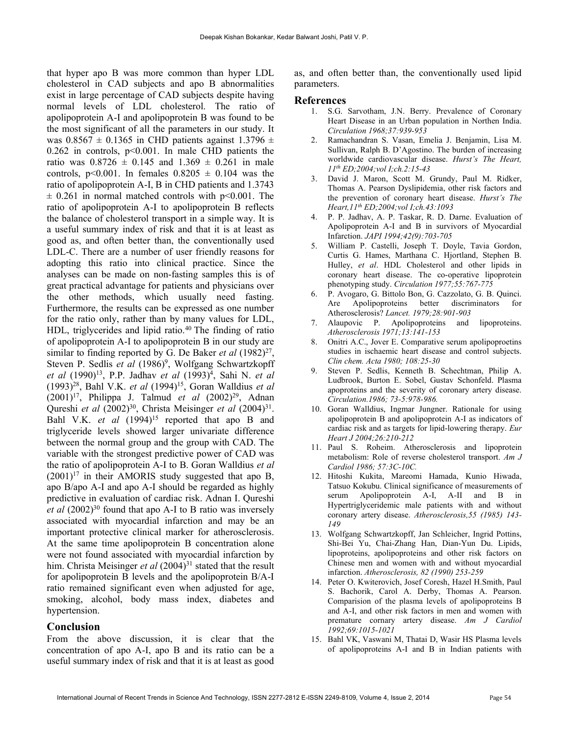that hyper apo B was more common than hyper LDL cholesterol in CAD subjects and apo B abnormalities exist in large percentage of CAD subjects despite having normal levels of LDL cholesterol. The ratio of apolipoprotein A-I and apolipoprotein B was found to be the most significant of all the parameters in our study. It was $0.8567 \pm 0.1365$ in CHD patients against $1.3796 \pm 0.262$ in controls, $p<0.001$. In male CHD patients the ratio was $0.8726 \pm 0.145$ and $1.369 \pm 0.261$ in male controls, $p<0.001$. In females $0.8205 \pm 0.104$ was the ratio of apolipoprotein A-I, B in CHD patients and $1.3743 \pm 0.261$ in normal matched controls with $p<0.001$. The ratio of apolipoprotein A-I to apolipoprotein B reflects the balance of cholesterol transport in a simple way. It is a useful summary index of risk and that it is at least as good as, and often better than, the conventionally used LDL-C. There are a number of user friendly reasons for adopting this ratio into clinical practice. Since the analyses can be made on non-fasting samples this is of great practical advantage for patients and physicians over the other methods, which usually need fasting. Furthermore, the results can be expressed as one number for the ratio only, rather than by many values for LDL, HDL, triglycerides and lipid ratio.[40] The finding of ratio of apolipoprotein A-I to apolipoprotein B in our study are similar to finding reported by G. De Baker *et al* (1982)[27], Steven P. Sedlis *et al* (1986)[9], Wolfgang Schwartzkopff *et al* (1990)[13], P.P. Jadhav *et al* (1993)[4], Sahi N. *et al* (1993)[28], Bahl V.K. *et al* (1994)[15], Goran Walldius *et al* (2001)[17], Philippa J. Talmud *et al* (2002)[29], Adnan Qureshi *et al* (2002)[30], Christa Meisinger *et al* (2004)[31]. Bahl V.K. *et al* (1994)[15] reported that apo B and triglyceride levels showed larger univariate difference between the normal group and the group with CAD. The variable with the strongest predictive power of CAD was the ratio of apolipoprotein A-I to B. Goran Walldius *et al* (2001)[17] in their AMORIS study suggested that apo B, apo B/apo A-I and apo A-I should be regarded as highly predictive in evaluation of cardiac risk. Adnan I. Qureshi *et al* (2002)[30] found that apo A-I to B ratio was inversely associated with myocardial infarction and may be an important protective clinical marker for atherosclerosis. At the same time apolipoprotein B concentration alone were not found associated with myocardial infarction by him. Christa Meisinger *et al* (2004)[31] stated that the result for apolipoprotein B levels and the apolipoprotein B/A-I ratio remained significant even when adjusted for age, smoking, alcohol, body mass index, diabetes and hypertension.

## Conclusion

From the above discussion, it is clear that the concentration of apo A-I, apo B and its ratio can be a useful summary index of risk and that it is at least as good as, and often better than, the conventionally used lipid parameters.

## References

1. S.G. Sarvotham, J.N. Berry. Prevalence of Coronary Heart Disease in an Urban population in Northen India. *Circulation 1968;37:939-953*
2. Ramachandran S. Vasan, Emelia J. Benjamin, Lisa M. Sullivan, Ralph B. D'Agostino. The burden of increasing worldwide cardiovascular disease. *Hurst's The Heart, 11th ED;2004;vol I;ch.2:15-43*
3. David J. Maron, Scott M. Grundy, Paul M. Ridker, Thomas A. Pearson Dyslipidemia, other risk factors and the prevention of coronary heart disease. *Hurst's The Heart,11th ED;2004;vol I;ch.43:1093*
4. P. P. Jadhav, A. P. Taskar, R. D. Darne. Evaluation of Apolipoprotein A-I and B in survivors of Myocardial Infarction. *JAPI 1994;42(9):703-705*
5. William P. Castelli, Joseph T. Doyle, Tavia Gordon, Curtis G. Hames, Marthana C. Hjortland, Stephen B. Hulley, *et al*. HDL Cholesterol and other lipids in coronary heart disease. The co-operative lipoprotein phenotyping study. *Circulation 1977;55:767-775*
6. P. Avogaro, G. Bittolo Bon, G. Cazzolato, G. B. Quinci. Are Apolipoproteins better discriminators for Atherosclerosis? *Lancet. 1979;28:901-903*
7. Alaupovic P. Apolipoproteins and lipoproteins. *Atherosclerosis 1971;13:141-153*
8. Onitri A.C., Jover E. Comparative serum apolipoproetins studies in ischaemic heart disease and control subjects. *Clin chem. Acta 1980; 108:25-30*
9. Steven P. Sedlis, Kenneth B. Schechtman, Philip A. Ludbrook, Burton E. Sobel, Gustav Schonfeld. Plasma apoproteins and the severity of coronary artery disease. *Circulation.1986; 73-5:978-986.*
10. Goran Walldius, Ingmar Jungner. Rationale for using apolipoprotein B and apolipoprotein A-I as indicators of cardiac risk and as targets for lipid-lowering therapy. *Eur Heart J 2004;26:210-212*
11. Paul S. Roheim. Atherosclerosis and lipoprotein metabolism: Role of reverse cholesterol transport. *Am J Cardiol 1986; 57:3C-10C.*
12. Hitoshi Kukita, Mareomi Hamada, Kunio Hiwada, Tatsuo Kokubu. Clinical significance of measurements of serum Apolipoprotein A-I, A-II and B in Hypertriglyceridemic male patients with and without coronary artery disease. *Atherosclerosis,55 (1985) 143-149*
13. Wolfgang Schwartzkopff, Jan Schleicher, Ingrid Pottins, Shi-Bei Yu, Chai-Zhang Han, Dian-Yun Du. Lipids, lipoproteins, apolipoproteins and other risk factors on Chinese men and women with and without myocardial infarction. *Atherosclerosis, 82 (1990) 253-259*
14. Peter O. Kwiterovich, Josef Coresh, Hazel H.Smith, Paul S. Bachorik, Carol A. Derby, Thomas A. Pearson. Comparision of the plasma levels of apolipoproteins B and A-I, and other risk factors in men and women with premature cornary artery disease. *Am J Cardiol 1992;69:1015-1021*
15. Bahl VK, Vaswani M, Thatai D, Wasir HS Plasma levels of apolipoproteins A-I and B in Indian patients with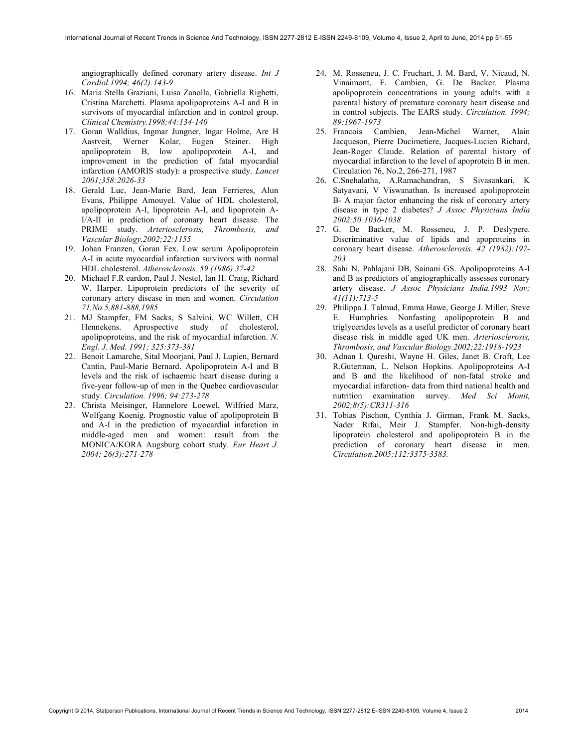angiographically defined coronary artery disease. *Int J Cardiol.1994; 46(2):143-9*

16. Maria Stella Graziani, Luisa Zanolla, Gabriella Righetti, Cristina Marchetti. Plasma apolipoproteins A-I and B in survivors of myocardial infarction and in control group. *Clinical Chemistry.1998;44:134-140*
17. Goran Walldius, Ingmar Jungner, Ingar Holme, Are H Aastveit, Werner Kolar, Eugen Steiner. High apolipoprotein B, low apolipoprotein A-I, and improvement in the prediction of fatal myocardial infarction (AMORIS study): a prospective study. *Lancet 2001;358:2026-33*
18. Gerald Luc, Jean-Marie Bard, Jean Ferrieres, Alun Evans, Philippe Amouyel. Value of HDL cholesterol, apolipoprotein A-I, lipoprotein A-I, and lipoprotein A-I/A-II in prediction of coronary heart disease. The PRIME study. *Arteriosclerosis, Thrombosis, and Vascular Biology.2002;22:1155*
19. Johan Franzen, Goran Fex. Low serum Apolipoprotein A-I in acute myocardial infarction survivors with normal HDL cholesterol. *Atherosclerosis, 59 (1986) 37-42*
20. Michael F.R eardon, Paul J. Nestel, Ian H. Craig, Richard W. Harper. Lipoprotein predictors of the severity of coronary artery disease in men and women. *Circulation 71,No.5,881-888,1985*
21. MJ Stampfer, FM Sacks, S Salvini, WC Willett, CH Hennekens. Aprospective study of cholesterol, apolipoproteins, and the risk of myocardial infarction. *N. Engl. J. Med. 1991; 325:373-381*
22. Benoit Lamarche, Sital Moorjani, Paul J. Lupien, Bernard Cantin, Paul-Marie Bernard. Apolipoprotein A-I and B levels and the risk of ischaemic heart disease during a five-year follow-up of men in the Quebec cardiovascular study. *Circulation. 1996; 94:273-278*
23. Christa Meisinger, Hannelore Loewel, Wilfried Marz, Wolfgang Koenig. Prognostic value of apolipoprotein B and A-I in the prediction of myocardial infarction in middle-aged men and women: result from the MONICA/KORA Augsburg cohort study. *Eur Heart J. 2004; 26(3):271-278*
24. M. Rosseneu, J. C. Fruchart, J. M. Bard, V. Nicaud, N. Vinaimont, F. Cambien, G. De Backer. Plasma apolipoprotein concentrations in young adults with a parental history of premature coronary heart disease and in control subjects. The EARS study. *Circulation. 1994; 89:1967-1973*
25. Francois Cambien, Jean-Michel Warnet, Alain Jacqueson, Pierre Ducimetiere, Jacques-Lucien Richard, Jean-Roger Claude. Relation of parental history of myocardial infarction to the level of apoprotein B in men. Circulation 76, No.2, 266-271, 1987
26. C.Snehalatha, A.Ramachandran, S Sivasankari, K Satyavani, V Viswanathan. Is increased apolipoprotein B- A major factor enhancing the risk of coronary artery disease in type 2 diabetes? *J Assoc Physicians India 2002;50:1036-1038*
27. G. De Backer, M. Rosseneu, J. P. Deslypere. Discriminative value of lipids and apoproteins in coronary heart disease. *Atherosclerosis. 42 (1982):197-203*
28. Sahi N, Pahlajani DB, Sainani GS. Apolipoproteins A-I and B as predictors of angiographically assesses coronary artery disease. *J Assoc Physicians India.1993 Nov; 41(11):713-5*
29. Philippa J. Talmud, Emma Hawe, George J. Miller, Steve E. Humphries. Nonfasting apolipoprotein B and triglycerides levels as a useful predictor of coronary heart disease risk in middle aged UK men. *Arteriosclerosis, Thrombosis, and Vascular Biology.2002;22:1918-1923*
30. Adnan I. Qureshi, Wayne H. Giles, Janet B. Croft, Lee R.Guterman, L. Nelson Hopkins. Apolipoproteins A-I and B and the likelihood of non-fatal stroke and myocardial infarction- data from third national health and nutrition examination survey. *Med Sci Monit, 2002;8(5):CR311-316*
31. Tobias Pischon, Cynthia J. Girman, Frank M. Sacks, Nader Rifai, Meir J. Stampfer. Non-high-density lipoprotein cholesterol and apolipoprotein B in the prediction of coronary heart disease in men. *Circulation.2005;112:3375-3383.*